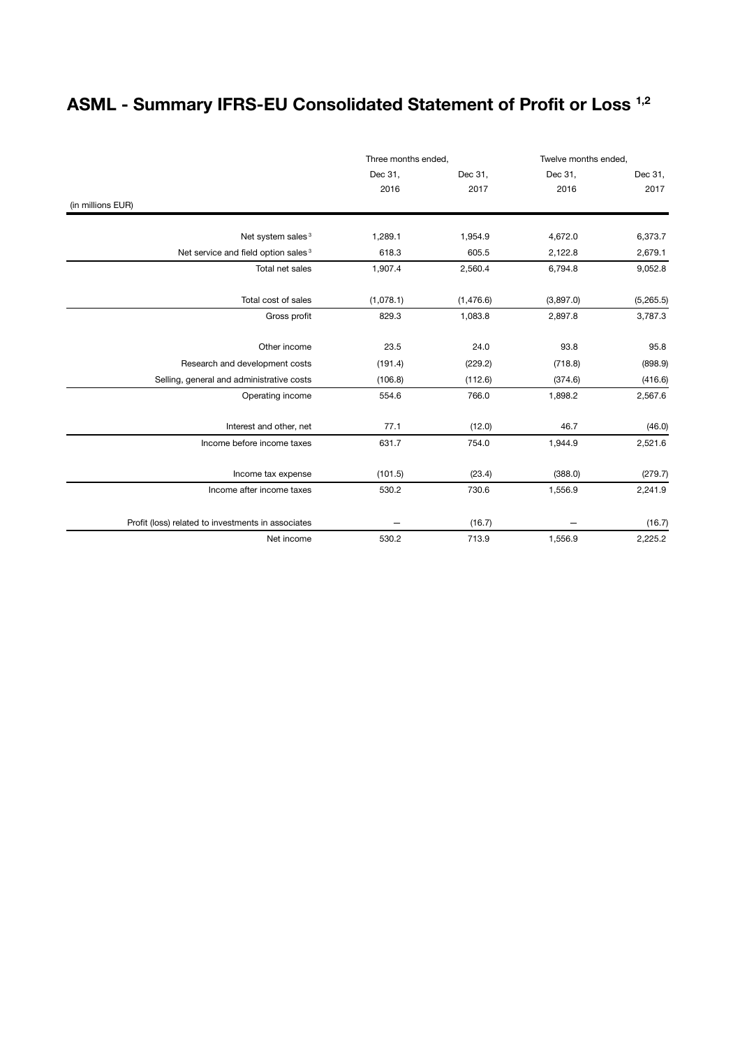# ASML - Summary IFRS-EU Consolidated Statement of Profit or Loss [1,2]

| | Three months ended, | | Twelve months ended, | |
|---|---|---|---|---|
| | Dec 31, 2016 | Dec 31, 2017 | Dec 31, 2016 | Dec 31, 2017 |
| (in millions EUR) | | | | |
| Net system sales [3] | 1,289.1 | 1,954.9 | 4,672.0 | 6,373.7 |
| Net service and field option sales [3] | 618.3 | 605.5 | 2,122.8 | 2,679.1 |
| Total net sales | 1,907.4 | 2,560.4 | 6,794.8 | 9,052.8 |
| Total cost of sales | (1,078.1) | (1,476.6) | (3,897.0) | (5,265.5) |
| Gross profit | 829.3 | 1,083.8 | 2,897.8 | 3,787.3 |
| Other income | 23.5 | 24.0 | 93.8 | 95.8 |
| Research and development costs | (191.4) | (229.2) | (718.8) | (898.9) |
| Selling, general and administrative costs | (106.8) | (112.6) | (374.6) | (416.6) |
| Operating income | 554.6 | 766.0 | 1,898.2 | 2,567.6 |
| Interest and other, net | 77.1 | (12.0) | 46.7 | (46.0) |
| Income before income taxes | 631.7 | 754.0 | 1,944.9 | 2,521.6 |
| Income tax expense | (101.5) | (23.4) | (388.0) | (279.7) |
| Income after income taxes | 530.2 | 730.6 | 1,556.9 | 2,241.9 |
| Profit (loss) related to investments in associates | — | (16.7) | — | (16.7) |
| Net income | 530.2 | 713.9 | 1,556.9 | 2,225.2 |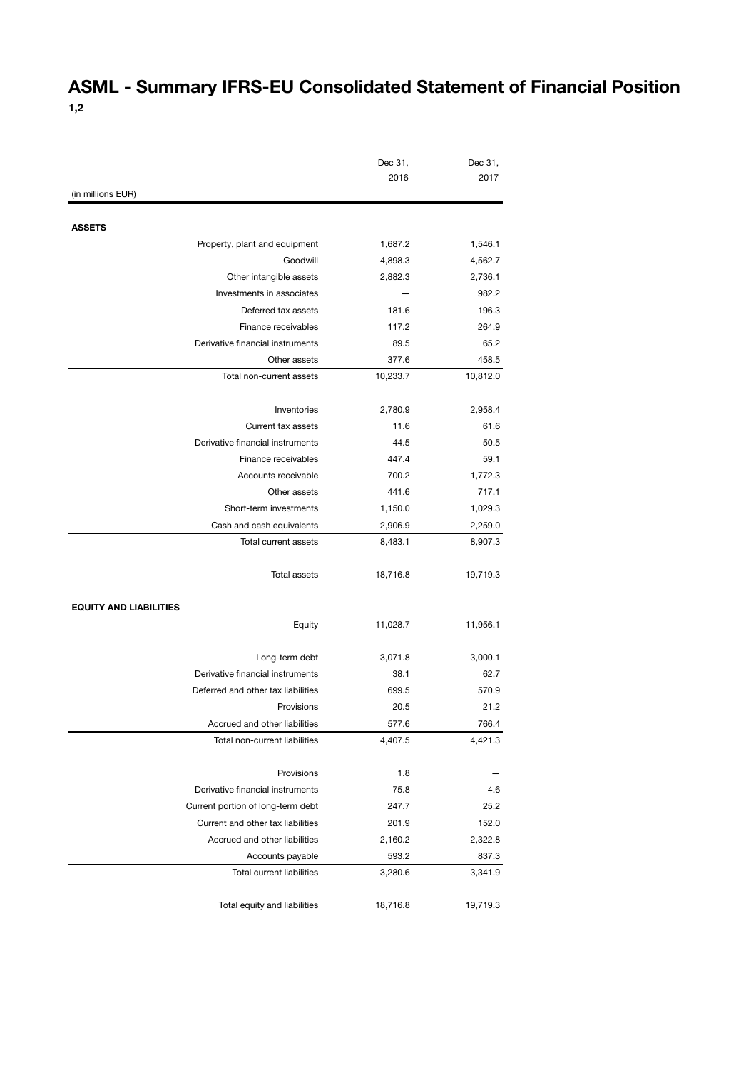# ASML - Summary IFRS-EU Consolidated Statement of Financial Position

**1,2**

| (in millions EUR) | Dec 31, 2016 | Dec 31, 2017 |
|---|---|---|
| **ASSETS** | | |
| Property, plant and equipment | 1,687.2 | 1,546.1 |
| Goodwill | 4,898.3 | 4,562.7 |
| Other intangible assets | 2,882.3 | 2,736.1 |
| Investments in associates | — | 982.2 |
| Deferred tax assets | 181.6 | 196.3 |
| Finance receivables | 117.2 | 264.9 |
| Derivative financial instruments | 89.5 | 65.2 |
| Other assets | 377.6 | 458.5 |
| Total non-current assets | 10,233.7 | 10,812.0 |
| | | |
| Inventories | 2,780.9 | 2,958.4 |
| Current tax assets | 11.6 | 61.6 |
| Derivative financial instruments | 44.5 | 50.5 |
| Finance receivables | 447.4 | 59.1 |
| Accounts receivable | 700.2 | 1,772.3 |
| Other assets | 441.6 | 717.1 |
| Short-term investments | 1,150.0 | 1,029.3 |
| Cash and cash equivalents | 2,906.9 | 2,259.0 |
| Total current assets | 8,483.1 | 8,907.3 |
| | | |
| Total assets | 18,716.8 | 19,719.3 |
| | | |
| **EQUITY AND LIABILITIES** | | |
| Equity | 11,028.7 | 11,956.1 |
| | | |
| Long-term debt | 3,071.8 | 3,000.1 |
| Derivative financial instruments | 38.1 | 62.7 |
| Deferred and other tax liabilities | 699.5 | 570.9 |
| Provisions | 20.5 | 21.2 |
| Accrued and other liabilities | 577.6 | 766.4 |
| Total non-current liabilities | 4,407.5 | 4,421.3 |
| | | |
| Provisions | 1.8 | — |
| Derivative financial instruments | 75.8 | 4.6 |
| Current portion of long-term debt | 247.7 | 25.2 |
| Current and other tax liabilities | 201.9 | 152.0 |
| Accrued and other liabilities | 2,160.2 | 2,322.8 |
| Accounts payable | 593.2 | 837.3 |
| Total current liabilities | 3,280.6 | 3,341.9 |
| | | |
| Total equity and liabilities | 18,716.8 | 19,719.3 |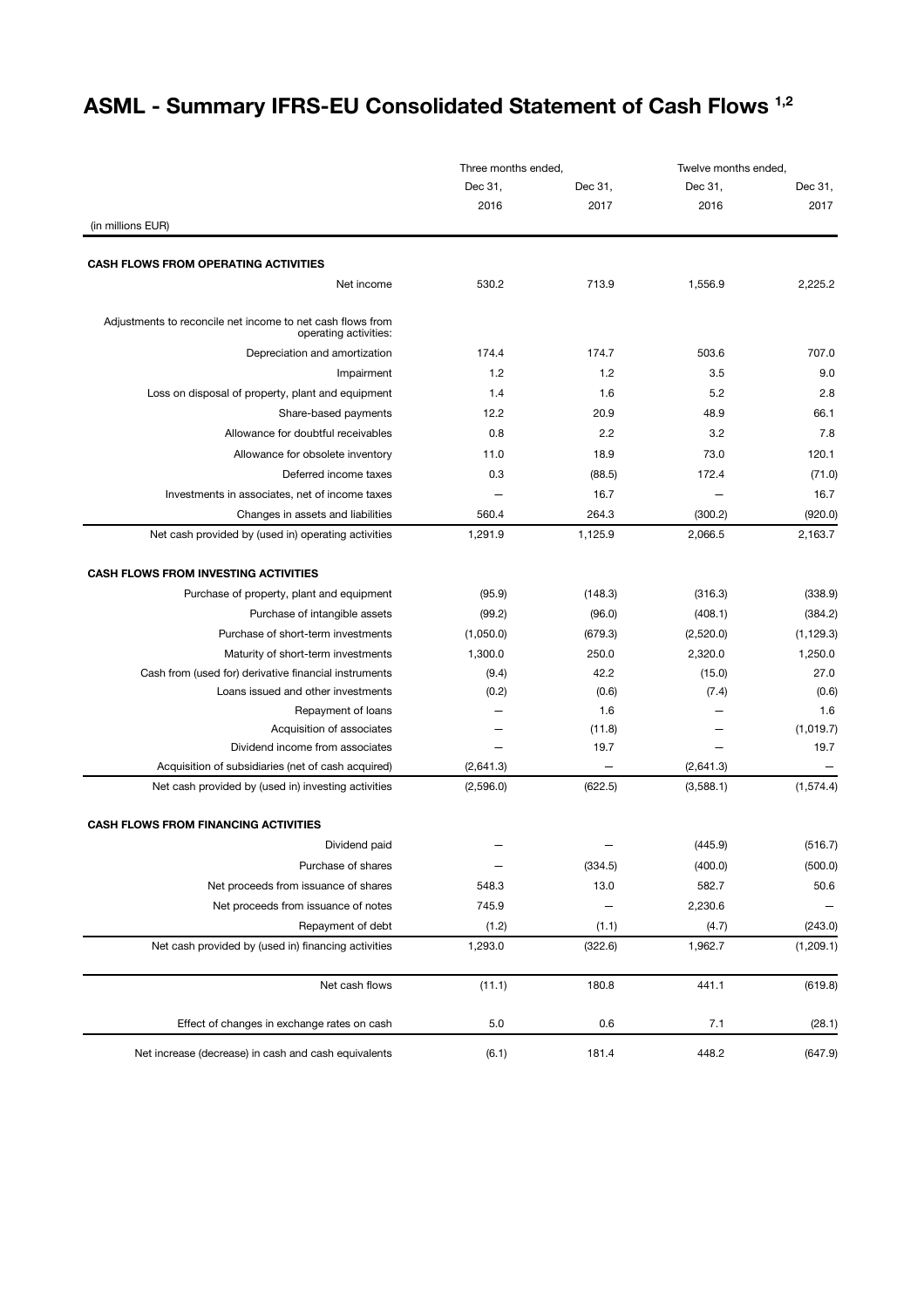# ASML - Summary IFRS-EU Consolidated Statement of Cash Flows [1,2]

| | Three months ended, | | Twelve months ended, | |
|---|---|---|---|---|
| | Dec 31, 2016 | Dec 31, 2017 | Dec 31, 2016 | Dec 31, 2017 |
| (in millions EUR) | | | | |
| **CASH FLOWS FROM OPERATING ACTIVITIES** | | | | |
| Net income | 530.2 | 713.9 | 1,556.9 | 2,225.2 |
| Adjustments to reconcile net income to net cash flows from operating activities: | | | | |
| Depreciation and amortization | 174.4 | 174.7 | 503.6 | 707.0 |
| Impairment | 1.2 | 1.2 | 3.5 | 9.0 |
| Loss on disposal of property, plant and equipment | 1.4 | 1.6 | 5.2 | 2.8 |
| Share-based payments | 12.2 | 20.9 | 48.9 | 66.1 |
| Allowance for doubtful receivables | 0.8 | 2.2 | 3.2 | 7.8 |
| Allowance for obsolete inventory | 11.0 | 18.9 | 73.0 | 120.1 |
| Deferred income taxes | 0.3 | (88.5) | 172.4 | (71.0) |
| Investments in associates, net of income taxes | — | 16.7 | — | 16.7 |
| Changes in assets and liabilities | 560.4 | 264.3 | (300.2) | (920.0) |
| Net cash provided by (used in) operating activities | 1,291.9 | 1,125.9 | 2,066.5 | 2,163.7 |
| **CASH FLOWS FROM INVESTING ACTIVITIES** | | | | |
| Purchase of property, plant and equipment | (95.9) | (148.3) | (316.3) | (338.9) |
| Purchase of intangible assets | (99.2) | (96.0) | (408.1) | (384.2) |
| Purchase of short-term investments | (1,050.0) | (679.3) | (2,520.0) | (1,129.3) |
| Maturity of short-term investments | 1,300.0 | 250.0 | 2,320.0 | 1,250.0 |
| Cash from (used for) derivative financial instruments | (9.4) | 42.2 | (15.0) | 27.0 |
| Loans issued and other investments | (0.2) | (0.6) | (7.4) | (0.6) |
| Repayment of loans | — | 1.6 | — | 1.6 |
| Acquisition of associates | — | (11.8) | — | (1,019.7) |
| Dividend income from associates | — | 19.7 | — | 19.7 |
| Acquisition of subsidiaries (net of cash acquired) | (2,641.3) | — | (2,641.3) | — |
| Net cash provided by (used in) investing activities | (2,596.0) | (622.5) | (3,588.1) | (1,574.4) |
| **CASH FLOWS FROM FINANCING ACTIVITIES** | | | | |
| Dividend paid | — | — | (445.9) | (516.7) |
| Purchase of shares | — | (334.5) | (400.0) | (500.0) |
| Net proceeds from issuance of shares | 548.3 | 13.0 | 582.7 | 50.6 |
| Net proceeds from issuance of notes | 745.9 | — | 2,230.6 | — |
| Repayment of debt | (1.2) | (1.1) | (4.7) | (243.0) |
| Net cash provided by (used in) financing activities | 1,293.0 | (322.6) | 1,962.7 | (1,209.1) |
| Net cash flows | (11.1) | 180.8 | 441.1 | (619.8) |
| Effect of changes in exchange rates on cash | 5.0 | 0.6 | 7.1 | (28.1) |
| Net increase (decrease) in cash and cash equivalents | (6.1) | 181.4 | 448.2 | (647.9) |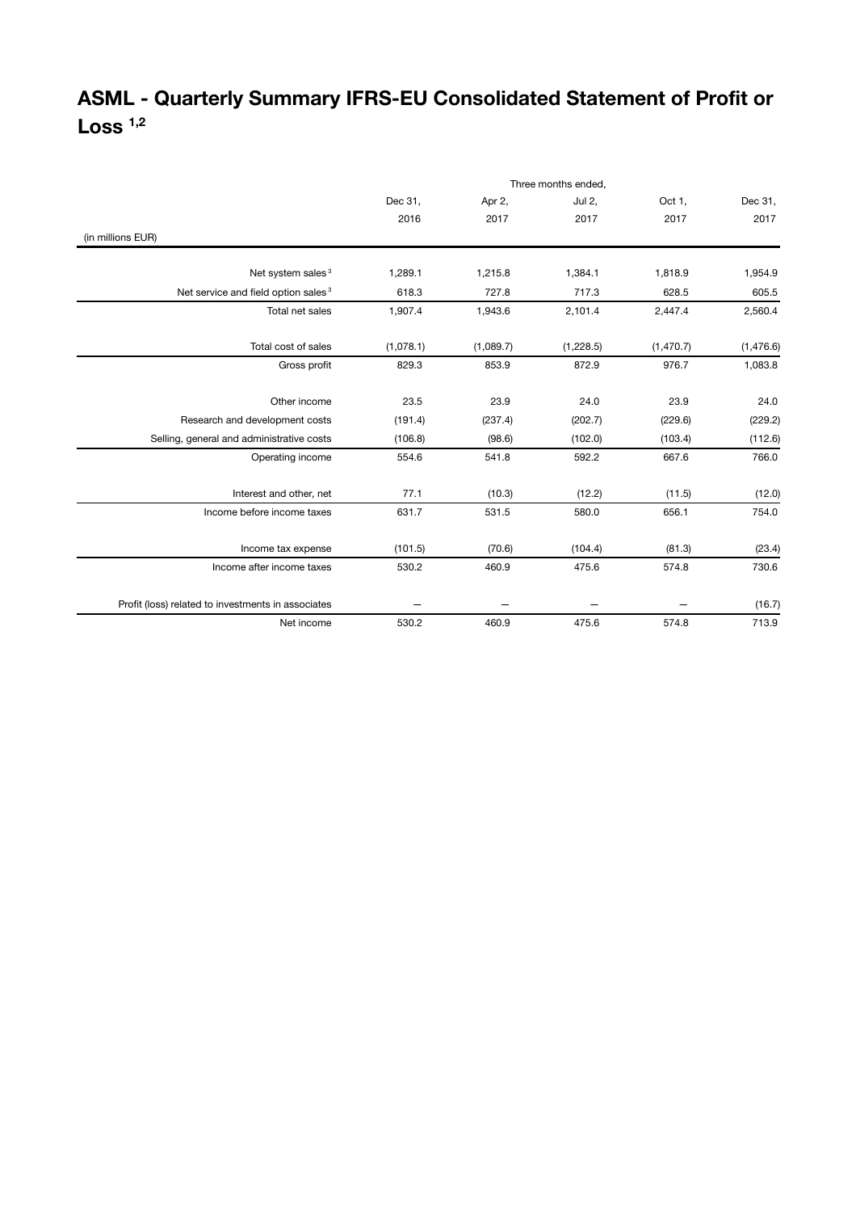# ASML - Quarterly Summary IFRS-EU Consolidated Statement of Profit or Loss [1,2]

| | Three months ended, | | | | |
|---|---|---|---|---|---|
| | Dec 31, | Apr 2, | Jul 2, | Oct 1, | Dec 31, |
| (in millions EUR) | 2016 | 2017 | 2017 | 2017 | 2017 |
| Net system sales [3] | 1,289.1 | 1,215.8 | 1,384.1 | 1,818.9 | 1,954.9 |
| Net service and field option sales [3] | 618.3 | 727.8 | 717.3 | 628.5 | 605.5 |
| Total net sales | 1,907.4 | 1,943.6 | 2,101.4 | 2,447.4 | 2,560.4 |
| Total cost of sales | (1,078.1) | (1,089.7) | (1,228.5) | (1,470.7) | (1,476.6) |
| Gross profit | 829.3 | 853.9 | 872.9 | 976.7 | 1,083.8 |
| Other income | 23.5 | 23.9 | 24.0 | 23.9 | 24.0 |
| Research and development costs | (191.4) | (237.4) | (202.7) | (229.6) | (229.2) |
| Selling, general and administrative costs | (106.8) | (98.6) | (102.0) | (103.4) | (112.6) |
| Operating income | 554.6 | 541.8 | 592.2 | 667.6 | 766.0 |
| Interest and other, net | 77.1 | (10.3) | (12.2) | (11.5) | (12.0) |
| Income before income taxes | 631.7 | 531.5 | 580.0 | 656.1 | 754.0 |
| Income tax expense | (101.5) | (70.6) | (104.4) | (81.3) | (23.4) |
| Income after income taxes | 530.2 | 460.9 | 475.6 | 574.8 | 730.6 |
| Profit (loss) related to investments in associates | — | — | — | — | (16.7) |
| Net income | 530.2 | 460.9 | 475.6 | 574.8 | 713.9 |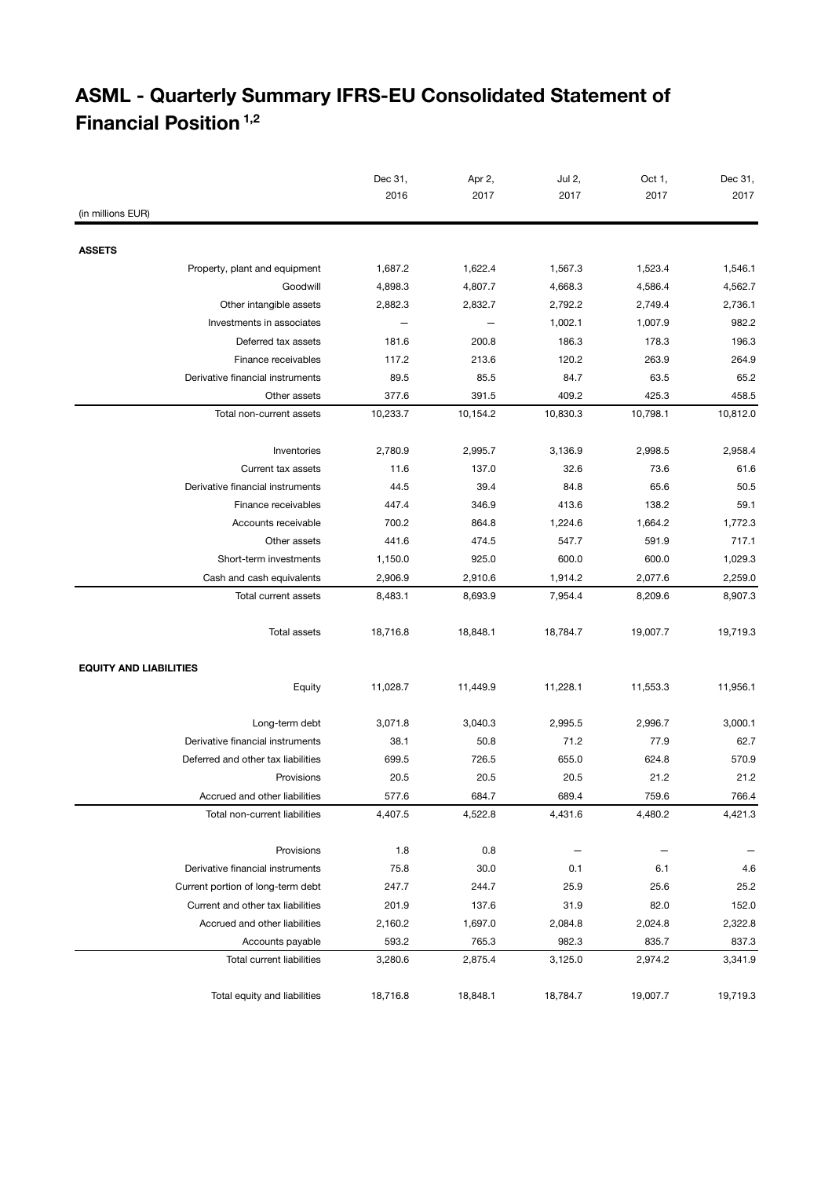# ASML - Quarterly Summary IFRS-EU Consolidated Statement of Financial Position [1,2]

| (in millions EUR) | Dec 31, 2016 | Apr 2, 2017 | Jul 2, 2017 | Oct 1, 2017 | Dec 31, 2017 |
|---|---|---|---|---|---|
| **ASSETS** | | | | | |
| Property, plant and equipment | 1,687.2 | 1,622.4 | 1,567.3 | 1,523.4 | 1,546.1 |
| Goodwill | 4,898.3 | 4,807.7 | 4,668.3 | 4,586.4 | 4,562.7 |
| Other intangible assets | 2,882.3 | 2,832.7 | 2,792.2 | 2,749.4 | 2,736.1 |
| Investments in associates | — | — | 1,002.1 | 1,007.9 | 982.2 |
| Deferred tax assets | 181.6 | 200.8 | 186.3 | 178.3 | 196.3 |
| Finance receivables | 117.2 | 213.6 | 120.2 | 263.9 | 264.9 |
| Derivative financial instruments | 89.5 | 85.5 | 84.7 | 63.5 | 65.2 |
| Other assets | 377.6 | 391.5 | 409.2 | 425.3 | 458.5 |
| Total non-current assets | 10,233.7 | 10,154.2 | 10,830.3 | 10,798.1 | 10,812.0 |
| Inventories | 2,780.9 | 2,995.7 | 3,136.9 | 2,998.5 | 2,958.4 |
| Current tax assets | 11.6 | 137.0 | 32.6 | 73.6 | 61.6 |
| Derivative financial instruments | 44.5 | 39.4 | 84.8 | 65.6 | 50.5 |
| Finance receivables | 447.4 | 346.9 | 413.6 | 138.2 | 59.1 |
| Accounts receivable | 700.2 | 864.8 | 1,224.6 | 1,664.2 | 1,772.3 |
| Other assets | 441.6 | 474.5 | 547.7 | 591.9 | 717.1 |
| Short-term investments | 1,150.0 | 925.0 | 600.0 | 600.0 | 1,029.3 |
| Cash and cash equivalents | 2,906.9 | 2,910.6 | 1,914.2 | 2,077.6 | 2,259.0 |
| Total current assets | 8,483.1 | 8,693.9 | 7,954.4 | 8,209.6 | 8,907.3 |
| Total assets | 18,716.8 | 18,848.1 | 18,784.7 | 19,007.7 | 19,719.3 |
| **EQUITY AND LIABILITIES** | | | | | |
| Equity | 11,028.7 | 11,449.9 | 11,228.1 | 11,553.3 | 11,956.1 |
| Long-term debt | 3,071.8 | 3,040.3 | 2,995.5 | 2,996.7 | 3,000.1 |
| Derivative financial instruments | 38.1 | 50.8 | 71.2 | 77.9 | 62.7 |
| Deferred and other tax liabilities | 699.5 | 726.5 | 655.0 | 624.8 | 570.9 |
| Provisions | 20.5 | 20.5 | 20.5 | 21.2 | 21.2 |
| Accrued and other liabilities | 577.6 | 684.7 | 689.4 | 759.6 | 766.4 |
| Total non-current liabilities | 4,407.5 | 4,522.8 | 4,431.6 | 4,480.2 | 4,421.3 |
| Provisions | 1.8 | 0.8 | — | — | — |
| Derivative financial instruments | 75.8 | 30.0 | 0.1 | 6.1 | 4.6 |
| Current portion of long-term debt | 247.7 | 244.7 | 25.9 | 25.6 | 25.2 |
| Current and other tax liabilities | 201.9 | 137.6 | 31.9 | 82.0 | 152.0 |
| Accrued and other liabilities | 2,160.2 | 1,697.0 | 2,084.8 | 2,024.8 | 2,322.8 |
| Accounts payable | 593.2 | 765.3 | 982.3 | 835.7 | 837.3 |
| Total current liabilities | 3,280.6 | 2,875.4 | 3,125.0 | 2,974.2 | 3,341.9 |
| Total equity and liabilities | 18,716.8 | 18,848.1 | 18,784.7 | 19,007.7 | 19,719.3 |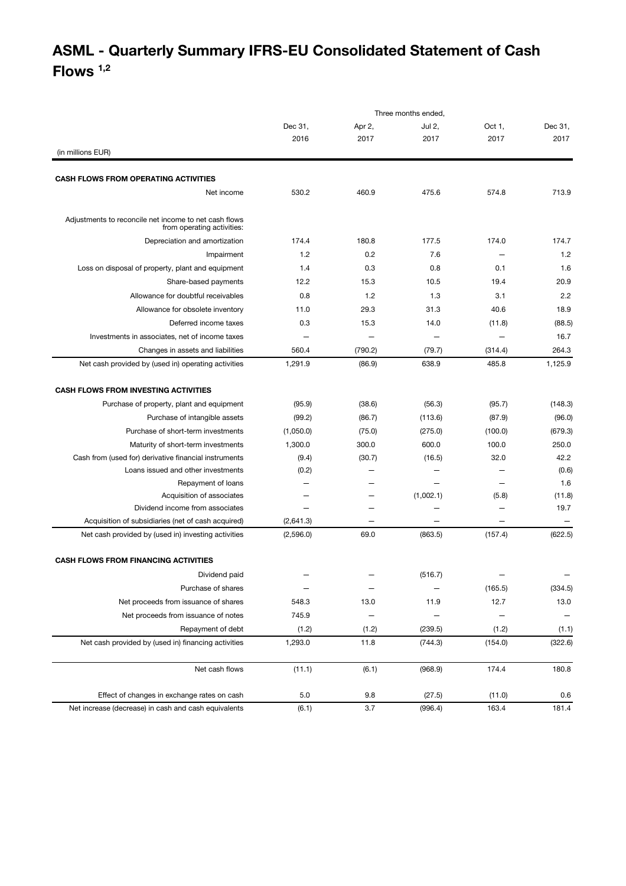# ASML - Quarterly Summary IFRS-EU Consolidated Statement of Cash Flows [1,2]

| (in millions EUR) | Three months ended, Dec 31, 2016 | Apr 2, 2017 | Jul 2, 2017 | Oct 1, 2017 | Dec 31, 2017 |
|---|---|---|---|---|---|
| **CASH FLOWS FROM OPERATING ACTIVITIES** | | | | | |
| Net income | 530.2 | 460.9 | 475.6 | 574.8 | 713.9 |
| Adjustments to reconcile net income to net cash flows from operating activities: | | | | | |
| Depreciation and amortization | 174.4 | 180.8 | 177.5 | 174.0 | 174.7 |
| Impairment | 1.2 | 0.2 | 7.6 | — | 1.2 |
| Loss on disposal of property, plant and equipment | 1.4 | 0.3 | 0.8 | 0.1 | 1.6 |
| Share-based payments | 12.2 | 15.3 | 10.5 | 19.4 | 20.9 |
| Allowance for doubtful receivables | 0.8 | 1.2 | 1.3 | 3.1 | 2.2 |
| Allowance for obsolete inventory | 11.0 | 29.3 | 31.3 | 40.6 | 18.9 |
| Deferred income taxes | 0.3 | 15.3 | 14.0 | (11.8) | (88.5) |
| Investments in associates, net of income taxes | — | — | — | — | 16.7 |
| Changes in assets and liabilities | 560.4 | (790.2) | (79.7) | (314.4) | 264.3 |
| Net cash provided by (used in) operating activities | 1,291.9 | (86.9) | 638.9 | 485.8 | 1,125.9 |
| **CASH FLOWS FROM INVESTING ACTIVITIES** | | | | | |
| Purchase of property, plant and equipment | (95.9) | (38.6) | (56.3) | (95.7) | (148.3) |
| Purchase of intangible assets | (99.2) | (86.7) | (113.6) | (87.9) | (96.0) |
| Purchase of short-term investments | (1,050.0) | (75.0) | (275.0) | (100.0) | (679.3) |
| Maturity of short-term investments | 1,300.0 | 300.0 | 600.0 | 100.0 | 250.0 |
| Cash from (used for) derivative financial instruments | (9.4) | (30.7) | (16.5) | 32.0 | 42.2 |
| Loans issued and other investments | (0.2) | — | — | — | (0.6) |
| Repayment of loans | — | — | — | — | 1.6 |
| Acquisition of associates | — | — | (1,002.1) | (5.8) | (11.8) |
| Dividend income from associates | — | — | — | — | 19.7 |
| Acquisition of subsidiaries (net of cash acquired) | (2,641.3) | — | — | — | — |
| Net cash provided by (used in) investing activities | (2,596.0) | 69.0 | (863.5) | (157.4) | (622.5) |
| **CASH FLOWS FROM FINANCING ACTIVITIES** | | | | | |
| Dividend paid | — | — | (516.7) | — | — |
| Purchase of shares | — | — | — | (165.5) | (334.5) |
| Net proceeds from issuance of shares | 548.3 | 13.0 | 11.9 | 12.7 | 13.0 |
| Net proceeds from issuance of notes | 745.9 | — | — | — | — |
| Repayment of debt | (1.2) | (1.2) | (239.5) | (1.2) | (1.1) |
| Net cash provided by (used in) financing activities | 1,293.0 | 11.8 | (744.3) | (154.0) | (322.6) |
| Net cash flows | (11.1) | (6.1) | (968.9) | 174.4 | 180.8 |
| Effect of changes in exchange rates on cash | 5.0 | 9.8 | (27.5) | (11.0) | 0.6 |
| Net increase (decrease) in cash and cash equivalents | (6.1) | 3.7 | (996.4) | 163.4 | 181.4 |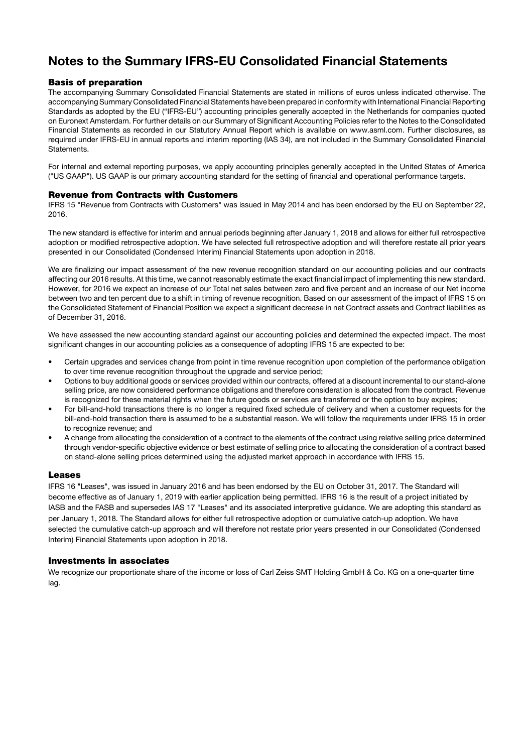# Notes to the Summary IFRS-EU Consolidated Financial Statements

## Basis of preparation

The accompanying Summary Consolidated Financial Statements are stated in millions of euros unless indicated otherwise. The accompanying Summary Consolidated Financial Statements have been prepared in conformity with International Financial Reporting Standards as adopted by the EU ("IFRS-EU") accounting principles generally accepted in the Netherlands for companies quoted on Euronext Amsterdam. For further details on our Summary of Significant Accounting Policies refer to the Notes to the Consolidated Financial Statements as recorded in our Statutory Annual Report which is available on www.asml.com. Further disclosures, as required under IFRS-EU in annual reports and interim reporting (IAS 34), are not included in the Summary Consolidated Financial Statements.

For internal and external reporting purposes, we apply accounting principles generally accepted in the United States of America ("US GAAP"). US GAAP is our primary accounting standard for the setting of financial and operational performance targets.

## Revenue from Contracts with Customers

IFRS 15 "Revenue from Contracts with Customers" was issued in May 2014 and has been endorsed by the EU on September 22, 2016.

The new standard is effective for interim and annual periods beginning after January 1, 2018 and allows for either full retrospective adoption or modified retrospective adoption. We have selected full retrospective adoption and will therefore restate all prior years presented in our Consolidated (Condensed Interim) Financial Statements upon adoption in 2018.

We are finalizing our impact assessment of the new revenue recognition standard on our accounting policies and our contracts affecting our 2016 results. At this time, we cannot reasonably estimate the exact financial impact of implementing this new standard. However, for 2016 we expect an increase of our Total net sales between zero and five percent and an increase of our Net income between two and ten percent due to a shift in timing of revenue recognition. Based on our assessment of the impact of IFRS 15 on the Consolidated Statement of Financial Position we expect a significant decrease in net Contract assets and Contract liabilities as of December 31, 2016.

We have assessed the new accounting standard against our accounting policies and determined the expected impact. The most significant changes in our accounting policies as a consequence of adopting IFRS 15 are expected to be:

- Certain upgrades and services change from point in time revenue recognition upon completion of the performance obligation to over time revenue recognition throughout the upgrade and service period;
- Options to buy additional goods or services provided within our contracts, offered at a discount incremental to our stand-alone selling price, are now considered performance obligations and therefore consideration is allocated from the contract. Revenue is recognized for these material rights when the future goods or services are transferred or the option to buy expires;
- For bill-and-hold transactions there is no longer a required fixed schedule of delivery and when a customer requests for the bill-and-hold transaction there is assumed to be a substantial reason. We will follow the requirements under IFRS 15 in order to recognize revenue; and
- A change from allocating the consideration of a contract to the elements of the contract using relative selling price determined through vendor-specific objective evidence or best estimate of selling price to allocating the consideration of a contract based on stand-alone selling prices determined using the adjusted market approach in accordance with IFRS 15.

## Leases

IFRS 16 "Leases", was issued in January 2016 and has been endorsed by the EU on October 31, 2017. The Standard will become effective as of January 1, 2019 with earlier application being permitted. IFRS 16 is the result of a project initiated by IASB and the FASB and supersedes IAS 17 "Leases" and its associated interpretive guidance. We are adopting this standard as per January 1, 2018. The Standard allows for either full retrospective adoption or cumulative catch-up adoption. We have selected the cumulative catch-up approach and will therefore not restate prior years presented in our Consolidated (Condensed Interim) Financial Statements upon adoption in 2018.

## Investments in associates

We recognize our proportionate share of the income or loss of Carl Zeiss SMT Holding GmbH & Co. KG on a one-quarter time lag.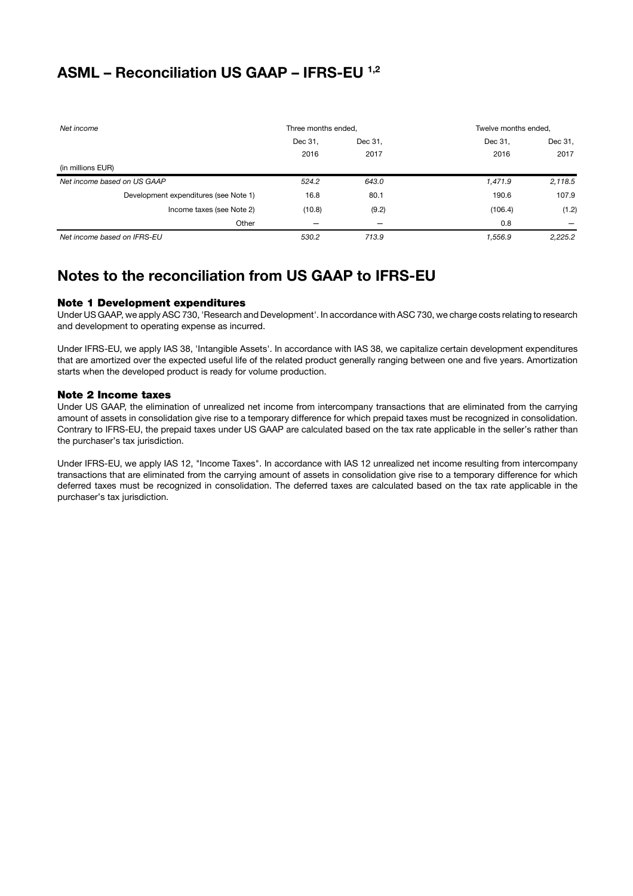# ASML – Reconciliation US GAAP – IFRS-EU [1,2]

| Net income | Three months ended, | | Twelve months ended, | |
|---|---|---|---|---|
| | Dec 31, 2016 | Dec 31, 2017 | Dec 31, 2016 | Dec 31, 2017 |
| (in millions EUR) | | | | |
| *Net income based on US GAAP* | *524.2* | *643.0* | *1,471.9* | *2,118.5* |
| Development expenditures (see Note 1) | 16.8 | 80.1 | 190.6 | 107.9 |
| Income taxes (see Note 2) | (10.8) | (9.2) | (106.4) | (1.2) |
| Other | — | — | 0.8 | — |
| *Net income based on IFRS-EU* | *530.2* | *713.9* | *1,556.9* | *2,225.2* |

# Notes to the reconciliation from US GAAP to IFRS-EU

### Note 1 Development expenditures

Under US GAAP, we apply ASC 730, 'Research and Development'. In accordance with ASC 730, we charge costs relating to research and development to operating expense as incurred.

Under IFRS-EU, we apply IAS 38, 'Intangible Assets'. In accordance with IAS 38, we capitalize certain development expenditures that are amortized over the expected useful life of the related product generally ranging between one and five years. Amortization starts when the developed product is ready for volume production.

### Note 2 Income taxes

Under US GAAP, the elimination of unrealized net income from intercompany transactions that are eliminated from the carrying amount of assets in consolidation give rise to a temporary difference for which prepaid taxes must be recognized in consolidation. Contrary to IFRS-EU, the prepaid taxes under US GAAP are calculated based on the tax rate applicable in the seller's rather than the purchaser's tax jurisdiction.

Under IFRS-EU, we apply IAS 12, "Income Taxes". In accordance with IAS 12 unrealized net income resulting from intercompany transactions that are eliminated from the carrying amount of assets in consolidation give rise to a temporary difference for which deferred taxes must be recognized in consolidation. The deferred taxes are calculated based on the tax rate applicable in the purchaser's tax jurisdiction.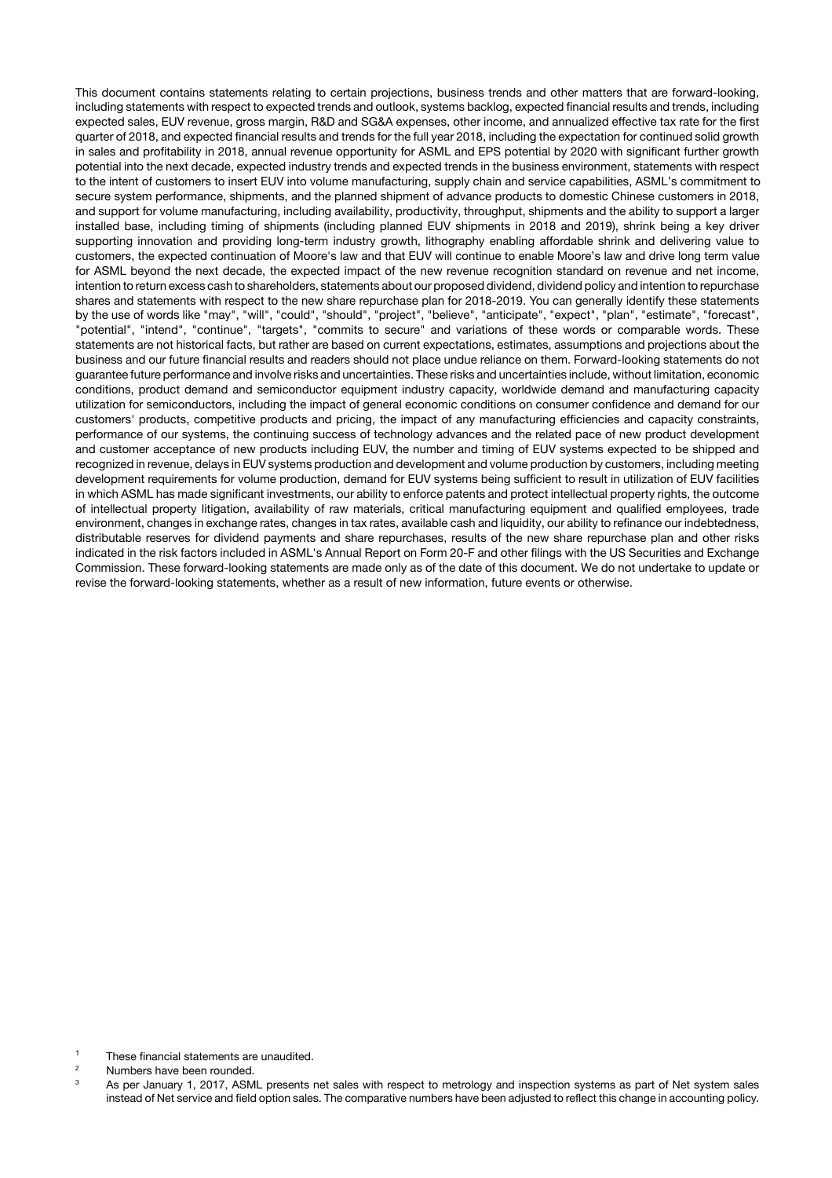This document contains statements relating to certain projections, business trends and other matters that are forward-looking, including statements with respect to expected trends and outlook, systems backlog, expected financial results and trends, including expected sales, EUV revenue, gross margin, R&D and SG&A expenses, other income, and annualized effective tax rate for the first quarter of 2018, and expected financial results and trends for the full year 2018, including the expectation for continued solid growth in sales and profitability in 2018, annual revenue opportunity for ASML and EPS potential by 2020 with significant further growth potential into the next decade, expected industry trends and expected trends in the business environment, statements with respect to the intent of customers to insert EUV into volume manufacturing, supply chain and service capabilities, ASML's commitment to secure system performance, shipments, and the planned shipment of advance products to domestic Chinese customers in 2018, and support for volume manufacturing, including availability, productivity, throughput, shipments and the ability to support a larger installed base, including timing of shipments (including planned EUV shipments in 2018 and 2019), shrink being a key driver supporting innovation and providing long-term industry growth, lithography enabling affordable shrink and delivering value to customers, the expected continuation of Moore's law and that EUV will continue to enable Moore's law and drive long term value for ASML beyond the next decade, the expected impact of the new revenue recognition standard on revenue and net income, intention to return excess cash to shareholders, statements about our proposed dividend, dividend policy and intention to repurchase shares and statements with respect to the new share repurchase plan for 2018-2019. You can generally identify these statements by the use of words like "may", "will", "could", "should", "project", "believe", "anticipate", "expect", "plan", "estimate", "forecast", "potential", "intend", "continue", "targets", "commits to secure" and variations of these words or comparable words. These statements are not historical facts, but rather are based on current expectations, estimates, assumptions and projections about the business and our future financial results and readers should not place undue reliance on them. Forward-looking statements do not guarantee future performance and involve risks and uncertainties. These risks and uncertainties include, without limitation, economic conditions, product demand and semiconductor equipment industry capacity, worldwide demand and manufacturing capacity utilization for semiconductors, including the impact of general economic conditions on consumer confidence and demand for our customers' products, competitive products and pricing, the impact of any manufacturing efficiencies and capacity constraints, performance of our systems, the continuing success of technology advances and the related pace of new product development and customer acceptance of new products including EUV, the number and timing of EUV systems expected to be shipped and recognized in revenue, delays in EUV systems production and development and volume production by customers, including meeting development requirements for volume production, demand for EUV systems being sufficient to result in utilization of EUV facilities in which ASML has made significant investments, our ability to enforce patents and protect intellectual property rights, the outcome of intellectual property litigation, availability of raw materials, critical manufacturing equipment and qualified employees, trade environment, changes in exchange rates, changes in tax rates, available cash and liquidity, our ability to refinance our indebtedness, distributable reserves for dividend payments and share repurchases, results of the new share repurchase plan and other risks indicated in the risk factors included in ASML's Annual Report on Form 20-F and other filings with the US Securities and Exchange Commission. These forward-looking statements are made only as of the date of this document. We do not undertake to update or revise the forward-looking statements, whether as a result of new information, future events or otherwise.

[1] These financial statements are unaudited.

[2] Numbers have been rounded.

[3] As per January 1, 2017, ASML presents net sales with respect to metrology and inspection systems as part of Net system sales instead of Net service and field option sales. The comparative numbers have been adjusted to reflect this change in accounting policy.